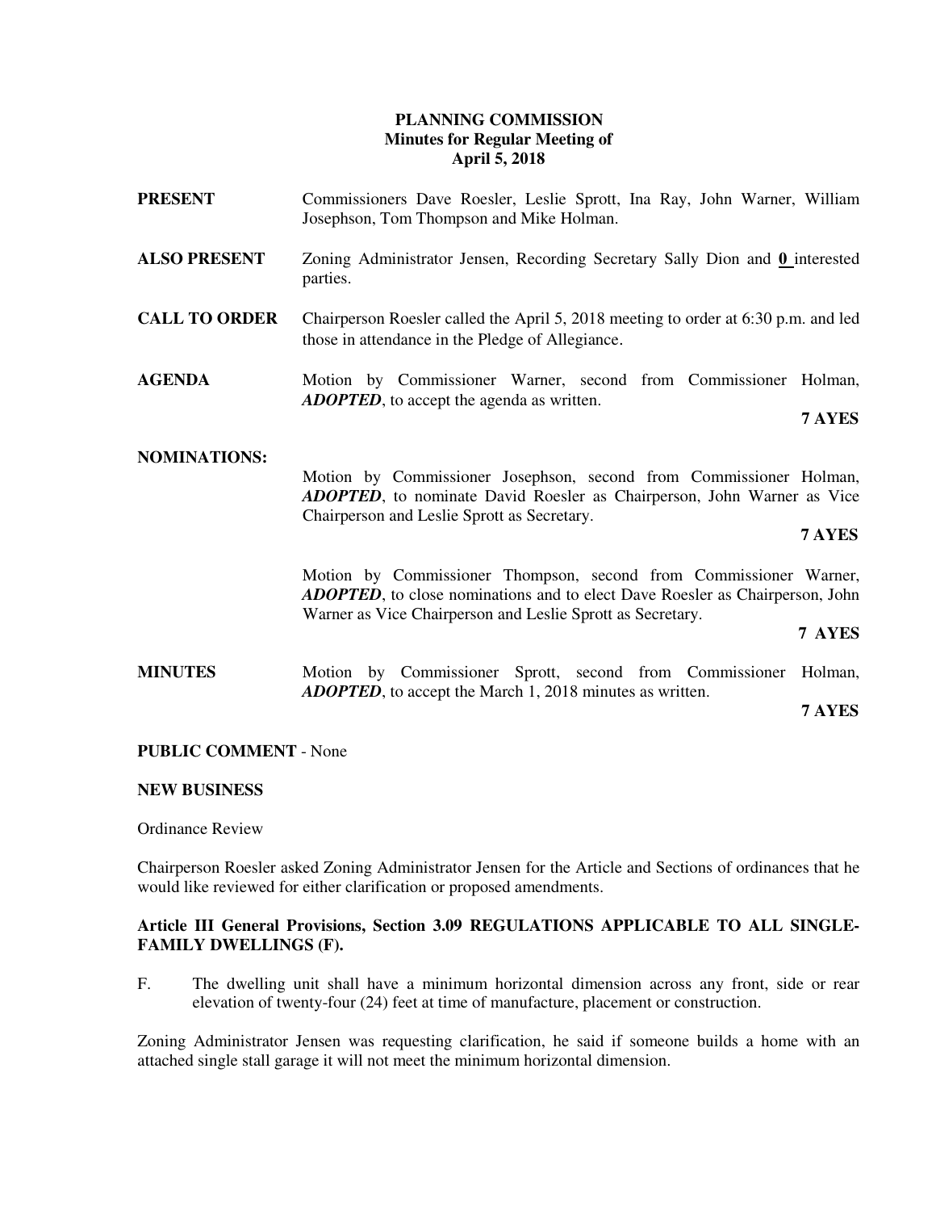# PLANNING COMMISSION
## Minutes for Regular Meeting of
## April 5, 2018

**PRESENT** Commissioners Dave Roesler, Leslie Sprott, Ina Ray, John Warner, William Josephson, Tom Thompson and Mike Holman.

**ALSO PRESENT** Zoning Administrator Jensen, Recording Secretary Sally Dion and **0** interested parties.

**CALL TO ORDER** Chairperson Roesler called the April 5, 2018 meeting to order at 6:30 p.m. and led those in attendance in the Pledge of Allegiance.

**AGENDA** Motion by Commissioner Warner, second from Commissioner Holman, ***ADOPTED***, to accept the agenda as written.

**7 AYES**

**NOMINATIONS:**

Motion by Commissioner Josephson, second from Commissioner Holman, ***ADOPTED***, to nominate David Roesler as Chairperson, John Warner as Vice Chairperson and Leslie Sprott as Secretary.

**7 AYES**

Motion by Commissioner Thompson, second from Commissioner Warner, ***ADOPTED***, to close nominations and to elect Dave Roesler as Chairperson, John Warner as Vice Chairperson and Leslie Sprott as Secretary.

**7 AYES**

**MINUTES** Motion by Commissioner Sprott, second from Commissioner Holman, ***ADOPTED***, to accept the March 1, 2018 minutes as written.

**7 AYES**

**PUBLIC COMMENT** - None

**NEW BUSINESS**

Ordinance Review

Chairperson Roesler asked Zoning Administrator Jensen for the Article and Sections of ordinances that he would like reviewed for either clarification or proposed amendments.

**Article III General Provisions, Section 3.09 REGULATIONS APPLICABLE TO ALL SINGLE-FAMILY DWELLINGS (F).**

F. The dwelling unit shall have a minimum horizontal dimension across any front, side or rear elevation of twenty-four (24) feet at time of manufacture, placement or construction.

Zoning Administrator Jensen was requesting clarification, he said if someone builds a home with an attached single stall garage it will not meet the minimum horizontal dimension.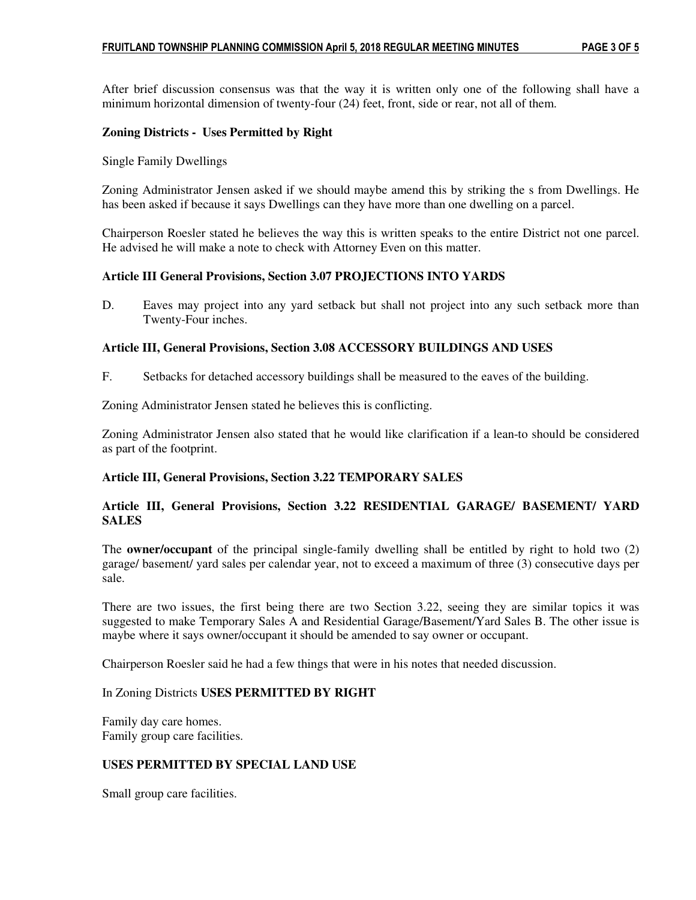After brief discussion consensus was that the way it is written only one of the following shall have a minimum horizontal dimension of twenty-four (24) feet, front, side or rear, not all of them.

**Zoning Districts - Uses Permitted by Right**

Single Family Dwellings

Zoning Administrator Jensen asked if we should maybe amend this by striking the s from Dwellings. He has been asked if because it says Dwellings can they have more than one dwelling on a parcel.

Chairperson Roesler stated he believes the way this is written speaks to the entire District not one parcel. He advised he will make a note to check with Attorney Even on this matter.

**Article III General Provisions, Section 3.07 PROJECTIONS INTO YARDS**

D. Eaves may project into any yard setback but shall not project into any such setback more than Twenty-Four inches.

**Article III, General Provisions, Section 3.08 ACCESSORY BUILDINGS AND USES**

F. Setbacks for detached accessory buildings shall be measured to the eaves of the building.

Zoning Administrator Jensen stated he believes this is conflicting.

Zoning Administrator Jensen also stated that he would like clarification if a lean-to should be considered as part of the footprint.

**Article III, General Provisions, Section 3.22 TEMPORARY SALES**

**Article III, General Provisions, Section 3.22 RESIDENTIAL GARAGE/ BASEMENT/ YARD SALES**

The **owner/occupant** of the principal single-family dwelling shall be entitled by right to hold two (2) garage/ basement/ yard sales per calendar year, not to exceed a maximum of three (3) consecutive days per sale.

There are two issues, the first being there are two Section 3.22, seeing they are similar topics it was suggested to make Temporary Sales A and Residential Garage/Basement/Yard Sales B. The other issue is maybe where it says owner/occupant it should be amended to say owner or occupant.

Chairperson Roesler said he had a few things that were in his notes that needed discussion.

In Zoning Districts **USES PERMITTED BY RIGHT**

Family day care homes.
Family group care facilities.

**USES PERMITTED BY SPECIAL LAND USE**

Small group care facilities.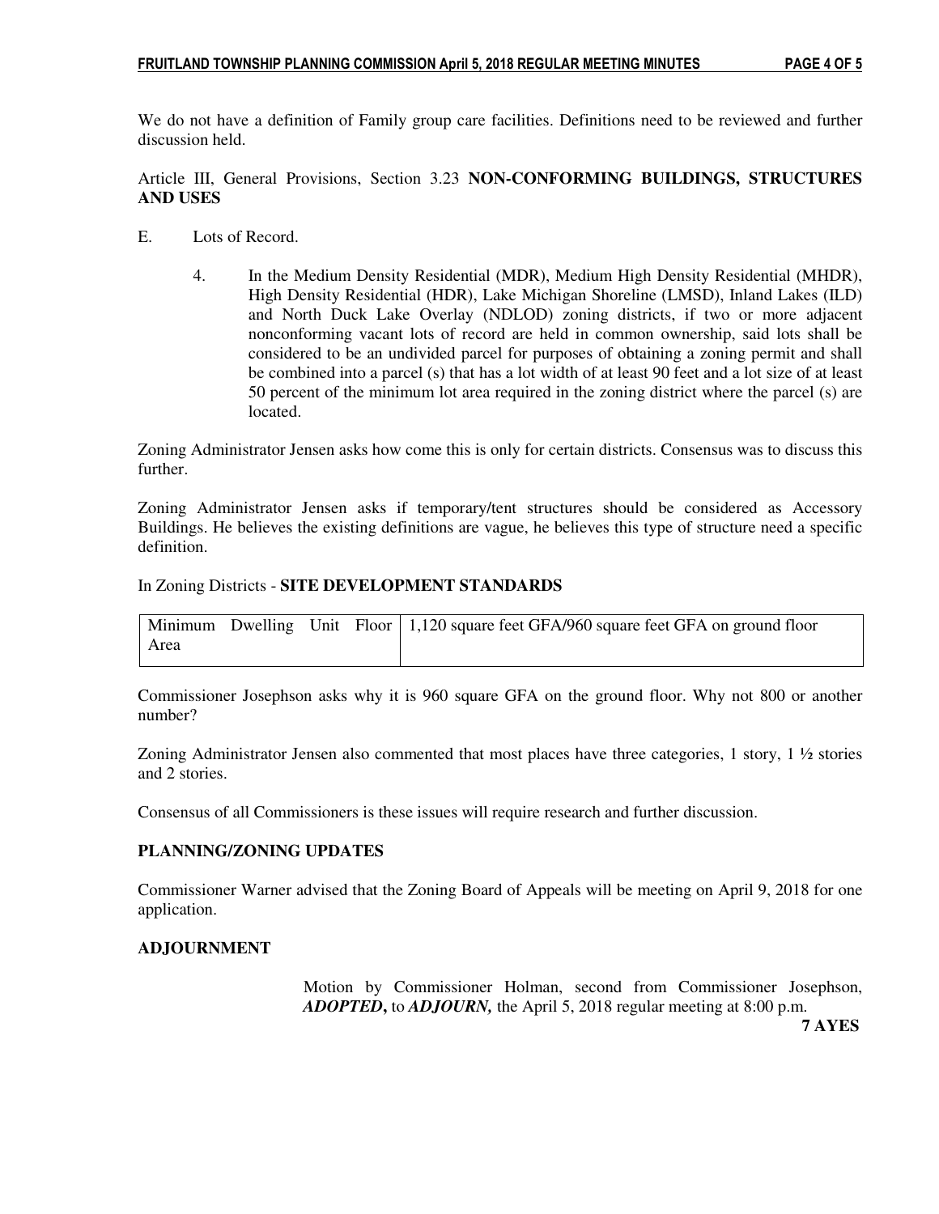We do not have a definition of Family group care facilities. Definitions need to be reviewed and further discussion held.

Article III, General Provisions, Section 3.23 **NON-CONFORMING BUILDINGS, STRUCTURES AND USES**

E. Lots of Record.

4. In the Medium Density Residential (MDR), Medium High Density Residential (MHDR), High Density Residential (HDR), Lake Michigan Shoreline (LMSD), Inland Lakes (ILD) and North Duck Lake Overlay (NDLOD) zoning districts, if two or more adjacent nonconforming vacant lots of record are held in common ownership, said lots shall be considered to be an undivided parcel for purposes of obtaining a zoning permit and shall be combined into a parcel (s) that has a lot width of at least 90 feet and a lot size of at least 50 percent of the minimum lot area required in the zoning district where the parcel (s) are located.

Zoning Administrator Jensen asks how come this is only for certain districts. Consensus was to discuss this further.

Zoning Administrator Jensen asks if temporary/tent structures should be considered as Accessory Buildings. He believes the existing definitions are vague, he believes this type of structure need a specific definition.

In Zoning Districts - **SITE DEVELOPMENT STANDARDS**

| Minimum Dwelling Unit Floor Area | 1,120 square feet GFA/960 square feet GFA on ground floor |
|---|---|

Commissioner Josephson asks why it is 960 square GFA on the ground floor. Why not 800 or another number?

Zoning Administrator Jensen also commented that most places have three categories, 1 story, 1 ½ stories and 2 stories.

Consensus of all Commissioners is these issues will require research and further discussion.

## PLANNING/ZONING UPDATES

Commissioner Warner advised that the Zoning Board of Appeals will be meeting on April 9, 2018 for one application.

## ADJOURNMENT

Motion by Commissioner Holman, second from Commissioner Josephson, ***ADOPTED*, to *ADJOURN*,** the April 5, 2018 regular meeting at 8:00 p.m.

**7 AYES**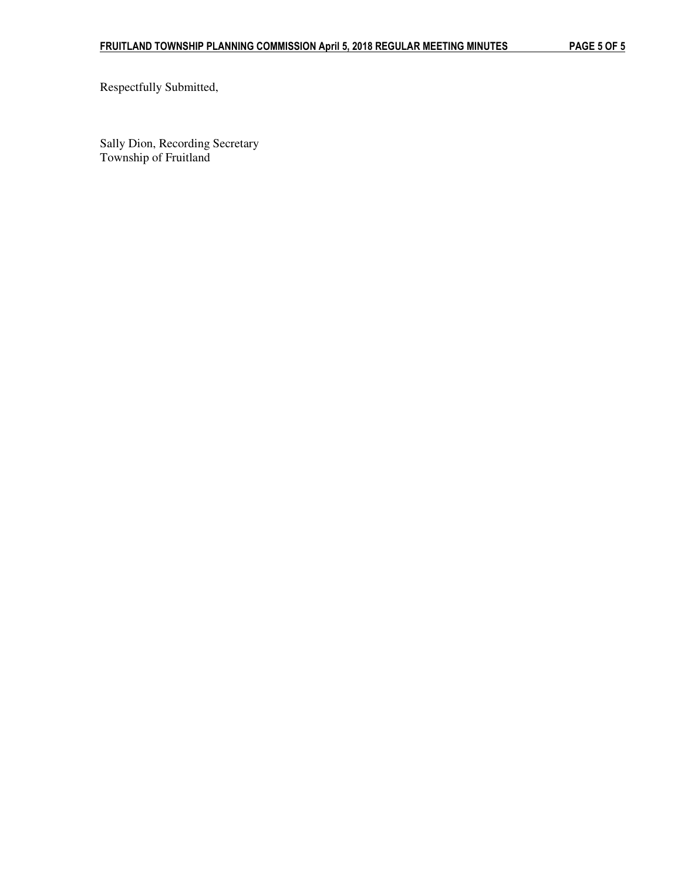Respectfully Submitted,

Sally Dion, Recording Secretary
Township of Fruitland